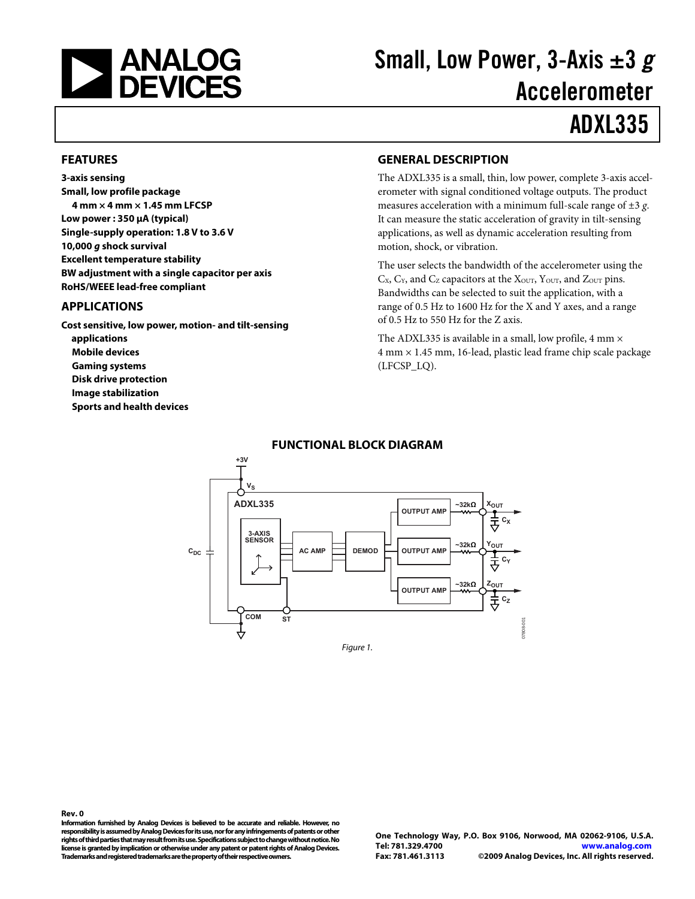# Small, Low Power, 3-Axis ±3 *g* Accelerometer

# ADXL335

## FEATURES

**3-axis sensing**
**Small, low profile package**
**4 mm × 4 mm × 1.45 mm LFCSP**
**Low power : 350 µA (typical)**
**Single-supply operation: 1.8 V to 3.6 V**
**10,000 *g* shock survival**
**Excellent temperature stability**
**BW adjustment with a single capacitor per axis**
**RoHS/WEEE lead-free compliant**

## APPLICATIONS

**Cost sensitive, low power, motion- and tilt-sensing applications**
- **Mobile devices**
- **Gaming systems**
- **Disk drive protection**
- **Image stabilization**
- **Sports and health devices**

## GENERAL DESCRIPTION

The ADXL335 is a small, thin, low power, complete 3-axis accelerometer with signal conditioned voltage outputs. The product measures acceleration with a minimum full-scale range of ±3 *g*. It can measure the static acceleration of gravity in tilt-sensing applications, as well as dynamic acceleration resulting from motion, shock, or vibration.

The user selects the bandwidth of the accelerometer using the $C_X$, $C_Y$, and $C_Z$ capacitors at the $X_{OUT}$, $Y_{OUT}$, and $Z_{OUT}$ pins. Bandwidths can be selected to suit the application, with a range of 0.5 Hz to 1600 Hz for the X and Y axes, and a range of 0.5 Hz to 550 Hz for the Z axis.

The ADXL335 is available in a small, low profile, 4 mm × 4 mm × 1.45 mm, 16-lead, plastic lead frame chip scale package (LFCSP_LQ).

## FUNCTIONAL BLOCK DIAGRAM

Figure 1.

Rev. 0

Information furnished by Analog Devices is believed to be accurate and reliable. However, no responsibility is assumed by Analog Devices for its use, nor for any infringements of patents or other rights of third parties that may result from its use. Specifications subject to change without notice. No license is granted by implication or otherwise under any patent or patent rights of Analog Devices. Trademarks and registered trademarks are the property of their respective owners.

One Technology Way, P.O. Box 9106, Norwood, MA 02062-9106, U.S.A.
Tel: 781.329.4700 www.analog.com
Fax: 781.461.3113 ©2009 Analog Devices, Inc. All rights reserved.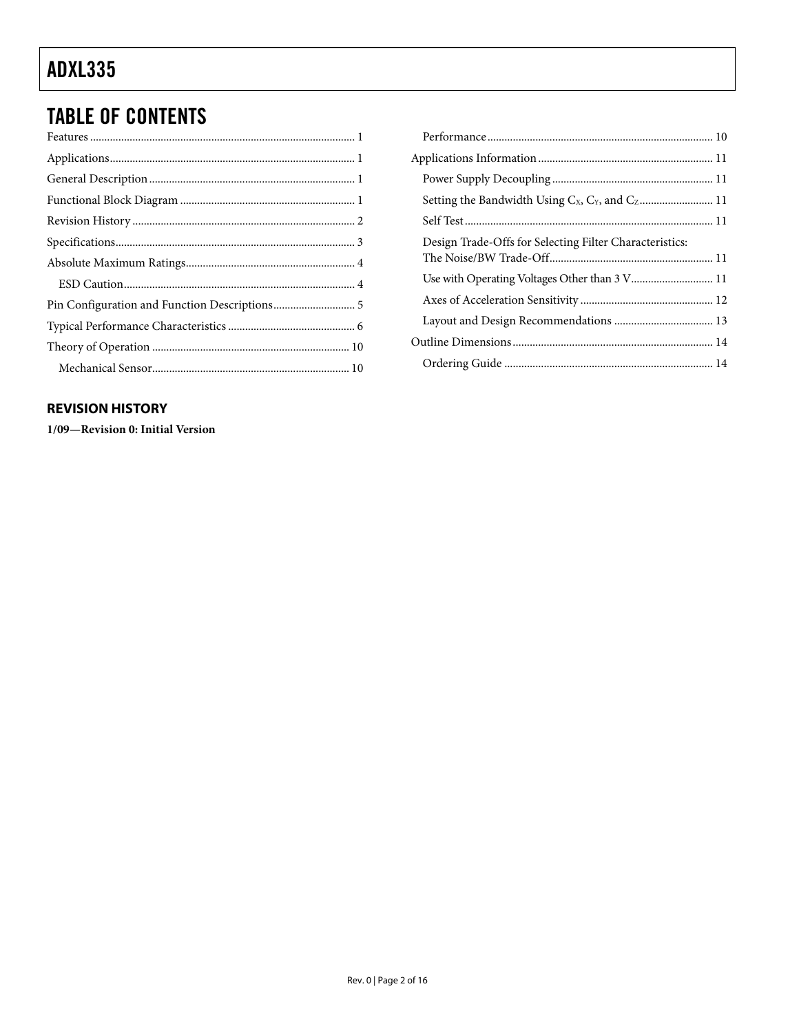## TABLE OF CONTENTS

Features ... 1
Applications ... 1
General Description ... 1
Functional Block Diagram ... 1
Revision History ... 2
Specifications ... 3
Absolute Maximum Ratings ... 4
  ESD Caution ... 4
Pin Configuration and Function Descriptions ... 5
Typical Performance Characteristics ... 6
Theory of Operation ... 10
  Mechanical Sensor ... 10
  Performance ... 10
Applications Information ... 11
  Power Supply Decoupling ... 11
  Setting the Bandwidth Using $C_X$, $C_Y$, and $C_Z$ ... 11
  Self Test ... 11
  Design Trade-Offs for Selecting Filter Characteristics: The Noise/BW Trade-Off ... 11
  Use with Operating Voltages Other than 3 V ... 11
  Axes of Acceleration Sensitivity ... 12
  Layout and Design Recommendations ... 13
Outline Dimensions ... 14
  Ordering Guide ... 14

### REVISION HISTORY

**1/09—Revision 0: Initial Version**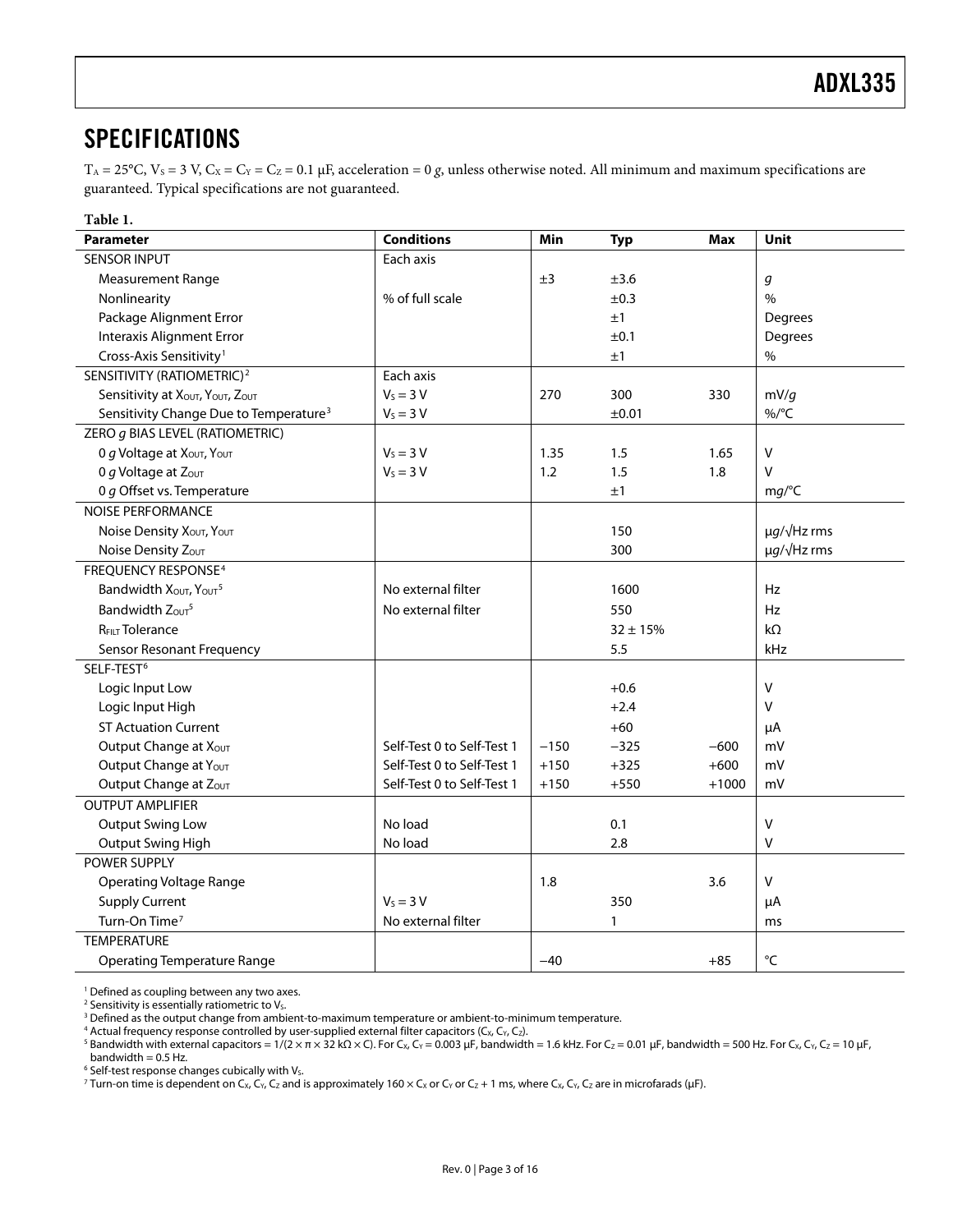# SPECIFICATIONS

$T_A$ = 25°C, $V_S$ = 3 V, $C_X$ = $C_Y$ = $C_Z$ = 0.1 µF, acceleration = 0 *g*, unless otherwise noted. All minimum and maximum specifications are guaranteed. Typical specifications are not guaranteed.

**Table 1.**

| Parameter | Conditions | Min | Typ | Max | Unit |
|---|---|---|---|---|---|
| SENSOR INPUT | Each axis | | | | |
| Measurement Range | | ±3 | ±3.6 | | *g* |
| Nonlinearity | % of full scale | | ±0.3 | | % |
| Package Alignment Error | | | ±1 | | Degrees |
| Interaxis Alignment Error | | | ±0.1 | | Degrees |
| Cross-Axis Sensitivity[1] | | | ±1 | | % |
| SENSITIVITY (RATIOMETRIC)[2] | Each axis | | | | |
| Sensitivity at $X_{OUT}$, $Y_{OUT}$, $Z_{OUT}$ | $V_S$ = 3 V | 270 | 300 | 330 | mV/*g* |
| Sensitivity Change Due to Temperature[3] | $V_S$ = 3 V | | ±0.01 | | %/°C |
| ZERO *g* BIAS LEVEL (RATIOMETRIC) | | | | | |
| 0 *g* Voltage at $X_{OUT}$, $Y_{OUT}$ | $V_S$ = 3 V | 1.35 | 1.5 | 1.65 | V |
| 0 *g* Voltage at $Z_{OUT}$ | $V_S$ = 3 V | 1.2 | 1.5 | 1.8 | V |
| 0 *g* Offset vs. Temperature | | | ±1 | | m*g*/°C |
| NOISE PERFORMANCE | | | | | |
| Noise Density $X_{OUT}$, $Y_{OUT}$ | | | 150 | | µ*g*/√Hz rms |
| Noise Density $Z_{OUT}$ | | | 300 | | µ*g*/√Hz rms |
| FREQUENCY RESPONSE[4] | | | | | |
| Bandwidth $X_{OUT}$, $Y_{OUT}$[5] | No external filter | | 1600 | | Hz |
| Bandwidth $Z_{OUT}$[5] | No external filter | | 550 | | Hz |
| $R_{FILT}$ Tolerance | | | 32 ± 15% | | kΩ |
| Sensor Resonant Frequency | | | 5.5 | | kHz |
| SELF-TEST[6] | | | | | |
| Logic Input Low | | | +0.6 | | V |
| Logic Input High | | | +2.4 | | V |
| ST Actuation Current | | | +60 | | µA |
| Output Change at $X_{OUT}$ | Self-Test 0 to Self-Test 1 | −150 | −325 | −600 | mV |
| Output Change at $Y_{OUT}$ | Self-Test 0 to Self-Test 1 | +150 | +325 | +600 | mV |
| Output Change at $Z_{OUT}$ | Self-Test 0 to Self-Test 1 | +150 | +550 | +1000 | mV |
| OUTPUT AMPLIFIER | | | | | |
| Output Swing Low | No load | | 0.1 | | V |
| Output Swing High | No load | | 2.8 | | V |
| POWER SUPPLY | | | | | |
| Operating Voltage Range | | 1.8 | | 3.6 | V |
| Supply Current | $V_S$ = 3 V | | 350 | | µA |
| Turn-On Time[7] | No external filter | | 1 | | ms |
| TEMPERATURE | | | | | |
| Operating Temperature Range | | −40 | | +85 | °C |

[1] Defined as coupling between any two axes.
[2] Sensitivity is essentially ratiometric to $V_S$.
[3] Defined as the output change from ambient-to-maximum temperature or ambient-to-minimum temperature.
[4] Actual frequency response controlled by user-supplied external filter capacitors ($C_X$, $C_Y$, $C_Z$).
[5] Bandwidth with external capacitors = 1/(2 × π × 32 kΩ × C). For $C_X$, $C_Y$ = 0.003 µF, bandwidth = 1.6 kHz. For $C_Z$ = 0.01 µF, bandwidth = 500 Hz. For $C_X$, $C_Y$, $C_Z$ = 10 µF, bandwidth = 0.5 Hz.
[6] Self-test response changes cubically with $V_S$.
[7] Turn-on time is dependent on $C_X$, $C_Y$, $C_Z$ and is approximately 160 × $C_X$ or $C_Y$ or $C_Z$ + 1 ms, where $C_X$, $C_Y$, $C_Z$ are in microfarads (µF).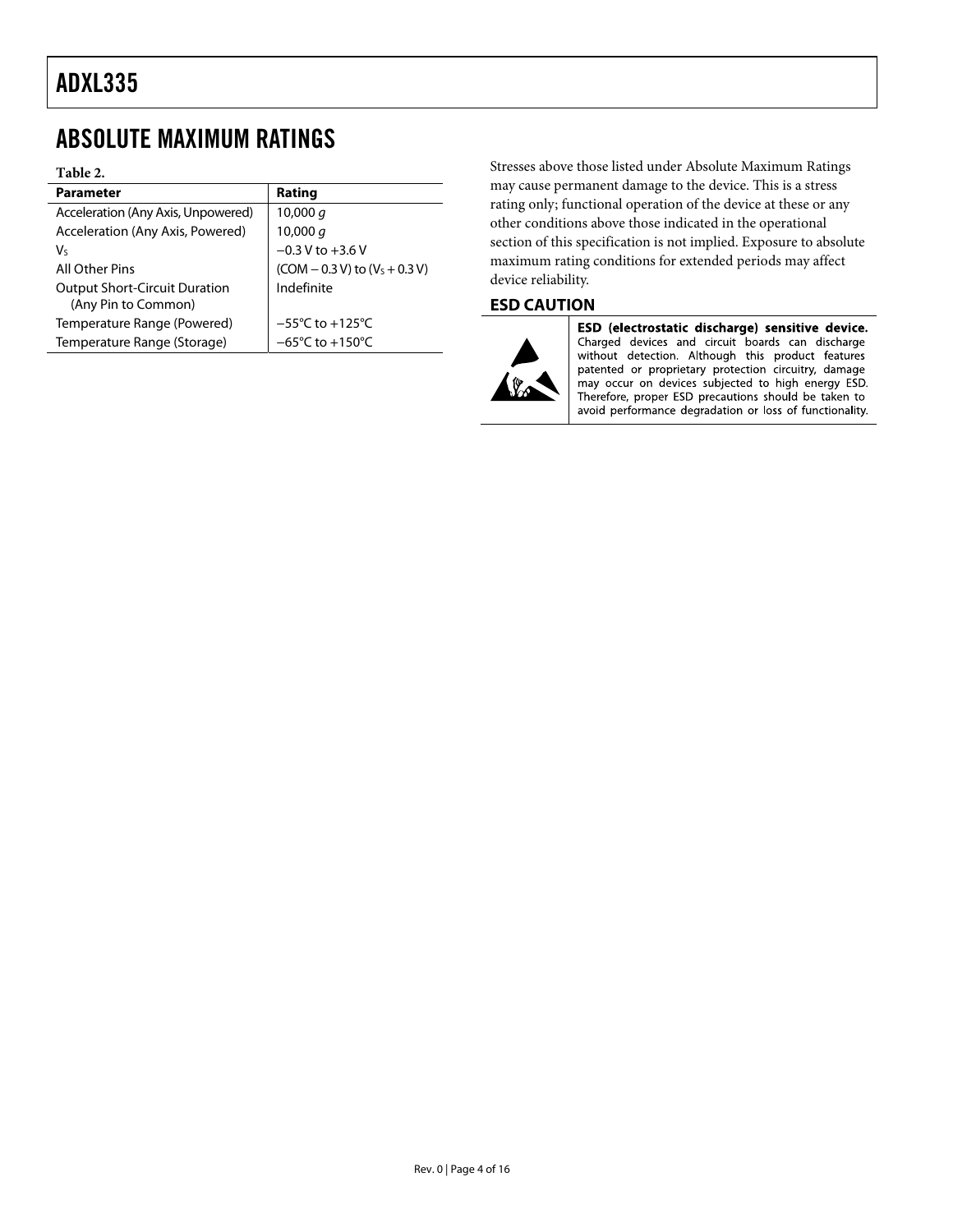## ABSOLUTE MAXIMUM RATINGS

**Table 2.**

| Parameter | Rating |
|---|---|
| Acceleration (Any Axis, Unpowered) | 10,000 *g* |
| Acceleration (Any Axis, Powered) | 10,000 *g* |
| $V_S$ | −0.3 V to +3.6 V |
| All Other Pins | (COM − 0.3 V) to ($V_S$ + 0.3 V) |
| Output Short-Circuit Duration (Any Pin to Common) | Indefinite |
| Temperature Range (Powered) | −55°C to +125°C |
| Temperature Range (Storage) | −65°C to +150°C |

Stresses above those listed under Absolute Maximum Ratings may cause permanent damage to the device. This is a stress rating only; functional operation of the device at these or any other conditions above those indicated in the operational section of this specification is not implied. Exposure to absolute maximum rating conditions for extended periods may affect device reliability.

### ESD CAUTION

**ESD (electrostatic discharge) sensitive device.** Charged devices and circuit boards can discharge without detection. Although this product features patented or proprietary protection circuitry, damage may occur on devices subjected to high energy ESD. Therefore, proper ESD precautions should be taken to avoid performance degradation or loss of functionality.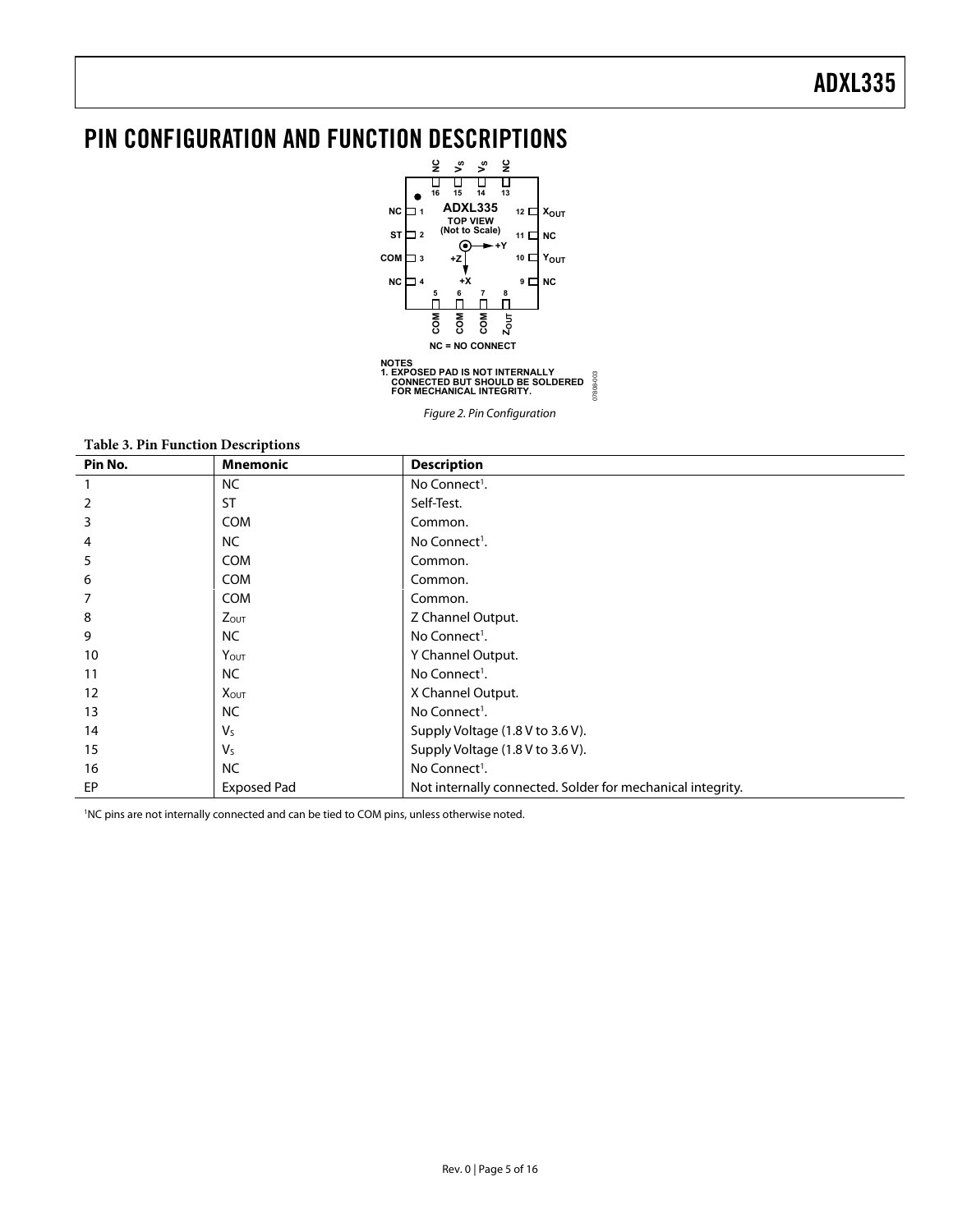# PIN CONFIGURATION AND FUNCTION DESCRIPTIONS

NC = NO CONNECT

NOTES
1. EXPOSED PAD IS NOT INTERNALLY CONNECTED BUT SHOULD BE SOLDERED FOR MECHANICAL INTEGRITY.

Figure 2. Pin Configuration

**Table 3. Pin Function Descriptions**

| Pin No. | Mnemonic | Description |
|---|---|---|
| 1 | NC | No Connect[1]. |
| 2 | ST | Self-Test. |
| 3 | COM | Common. |
| 4 | NC | No Connect[1]. |
| 5 | COM | Common. |
| 6 | COM | Common. |
| 7 | COM | Common. |
| 8 | $Z_{OUT}$ | Z Channel Output. |
| 9 | NC | No Connect[1]. |
| 10 | $Y_{OUT}$ | Y Channel Output. |
| 11 | NC | No Connect[1]. |
| 12 | $X_{OUT}$ | X Channel Output. |
| 13 | NC | No Connect[1]. |
| 14 | $V_S$ | Supply Voltage (1.8 V to 3.6 V). |
| 15 | $V_S$ | Supply Voltage (1.8 V to 3.6 V). |
| 16 | NC | No Connect[1]. |
| EP | Exposed Pad | Not internally connected. Solder for mechanical integrity. |

[1]NC pins are not internally connected and can be tied to COM pins, unless otherwise noted.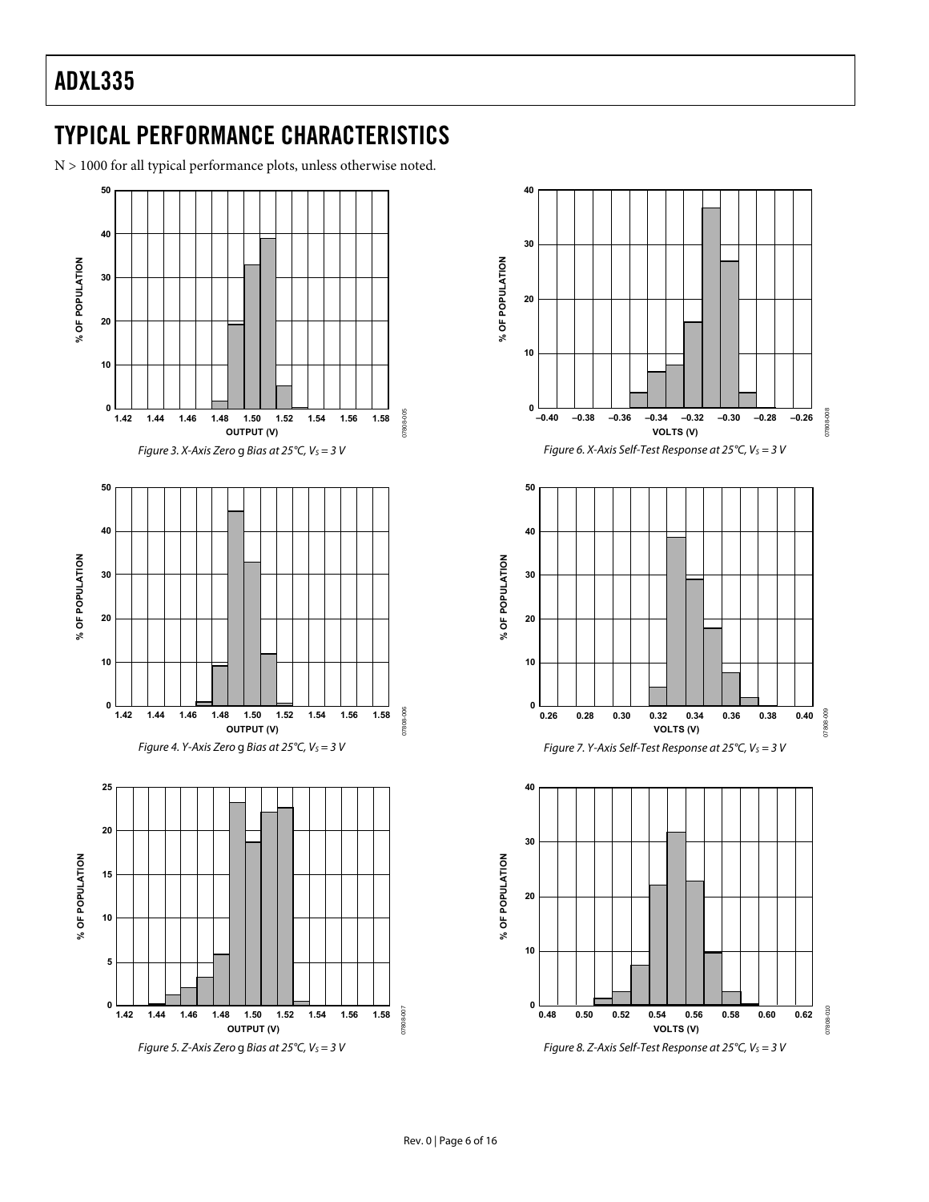## TYPICAL PERFORMANCE CHARACTERISTICS

N > 1000 for all typical performance plots, unless otherwise noted.

*Figure 3. X-Axis Zero g Bias at 25°C, $V_S$ = 3 V*

*Figure 4. Y-Axis Zero g Bias at 25°C, $V_S$ = 3 V*

*Figure 5. Z-Axis Zero g Bias at 25°C, $V_S$ = 3 V*

*Figure 6. X-Axis Self-Test Response at 25°C, $V_S$ = 3 V*

*Figure 7. Y-Axis Self-Test Response at 25°C, $V_S$ = 3 V*

*Figure 8. Z-Axis Self-Test Response at 25°C, $V_S$ = 3 V*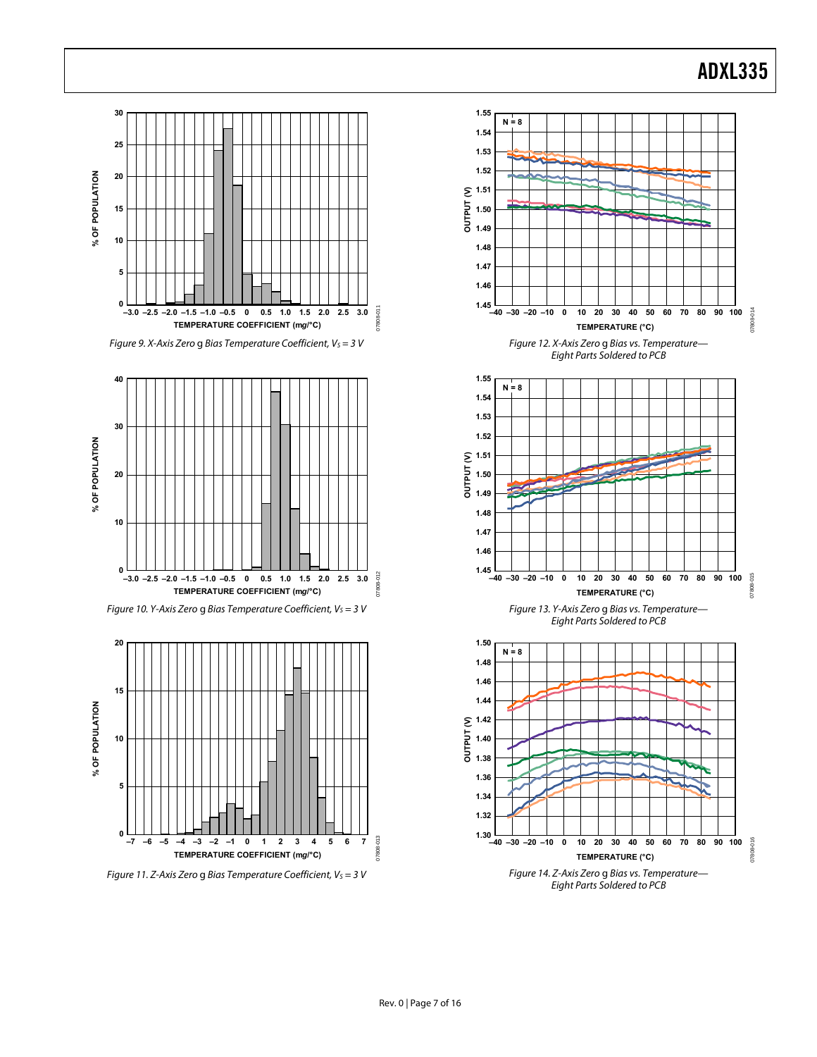Figure 9. X-Axis Zero g Bias Temperature Coefficient, $V_S = 3$ V

Figure 10. Y-Axis Zero g Bias Temperature Coefficient, $V_S = 3$ V

Figure 11. Z-Axis Zero g Bias Temperature Coefficient, $V_S = 3$ V

Figure 12. X-Axis Zero g Bias vs. Temperature— Eight Parts Soldered to PCB

Figure 13. Y-Axis Zero g Bias vs. Temperature— Eight Parts Soldered to PCB

Figure 14. Z-Axis Zero g Bias vs. Temperature— Eight Parts Soldered to PCB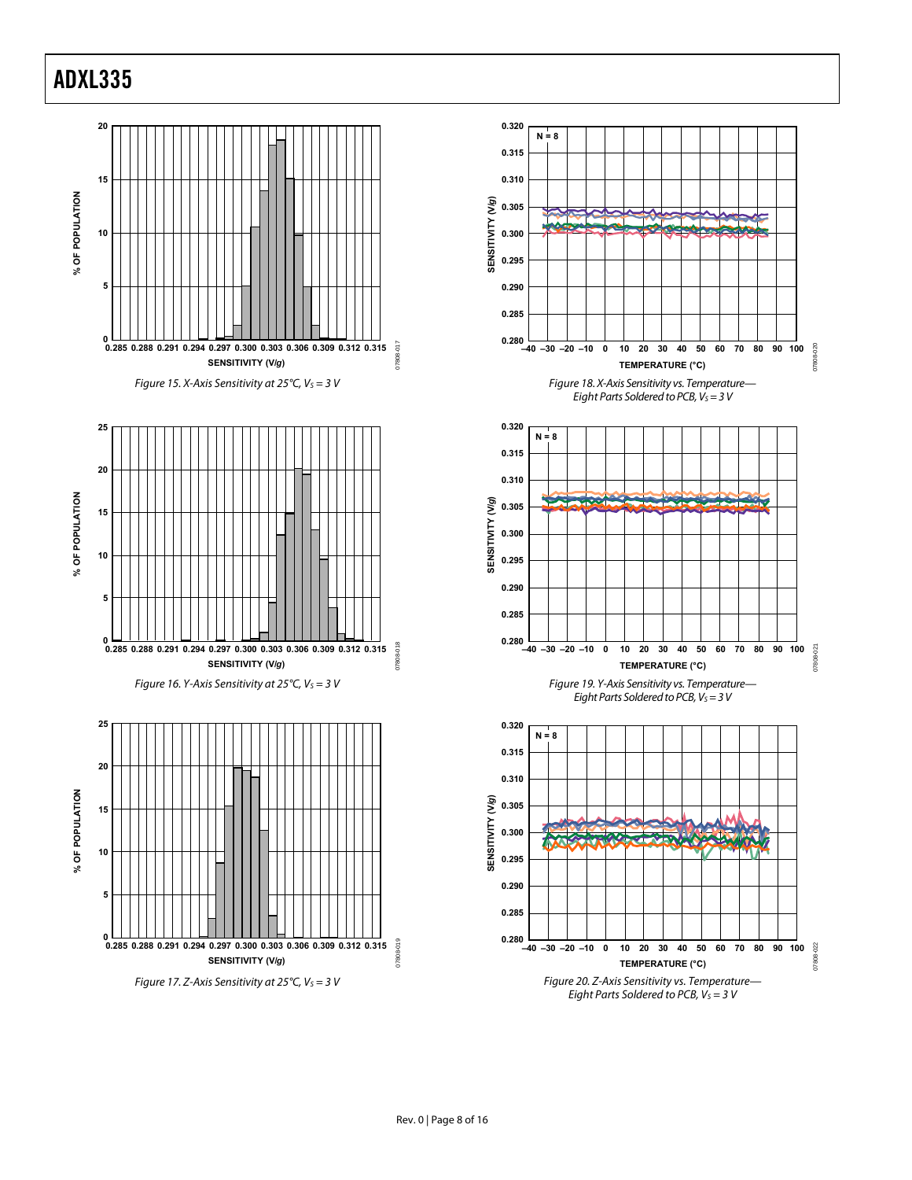Figure 15. X-Axis Sensitivity at 25°C, $V_S$ = 3 V

Figure 16. Y-Axis Sensitivity at 25°C, $V_S$ = 3 V

Figure 17. Z-Axis Sensitivity at 25°C, $V_S$ = 3 V

Figure 18. X-Axis Sensitivity vs. Temperature—Eight Parts Soldered to PCB, $V_S$ = 3 V

Figure 19. Y-Axis Sensitivity vs. Temperature—Eight Parts Soldered to PCB, $V_S$ = 3 V

Figure 20. Z-Axis Sensitivity vs. Temperature—Eight Parts Soldered to PCB, $V_S$ = 3 V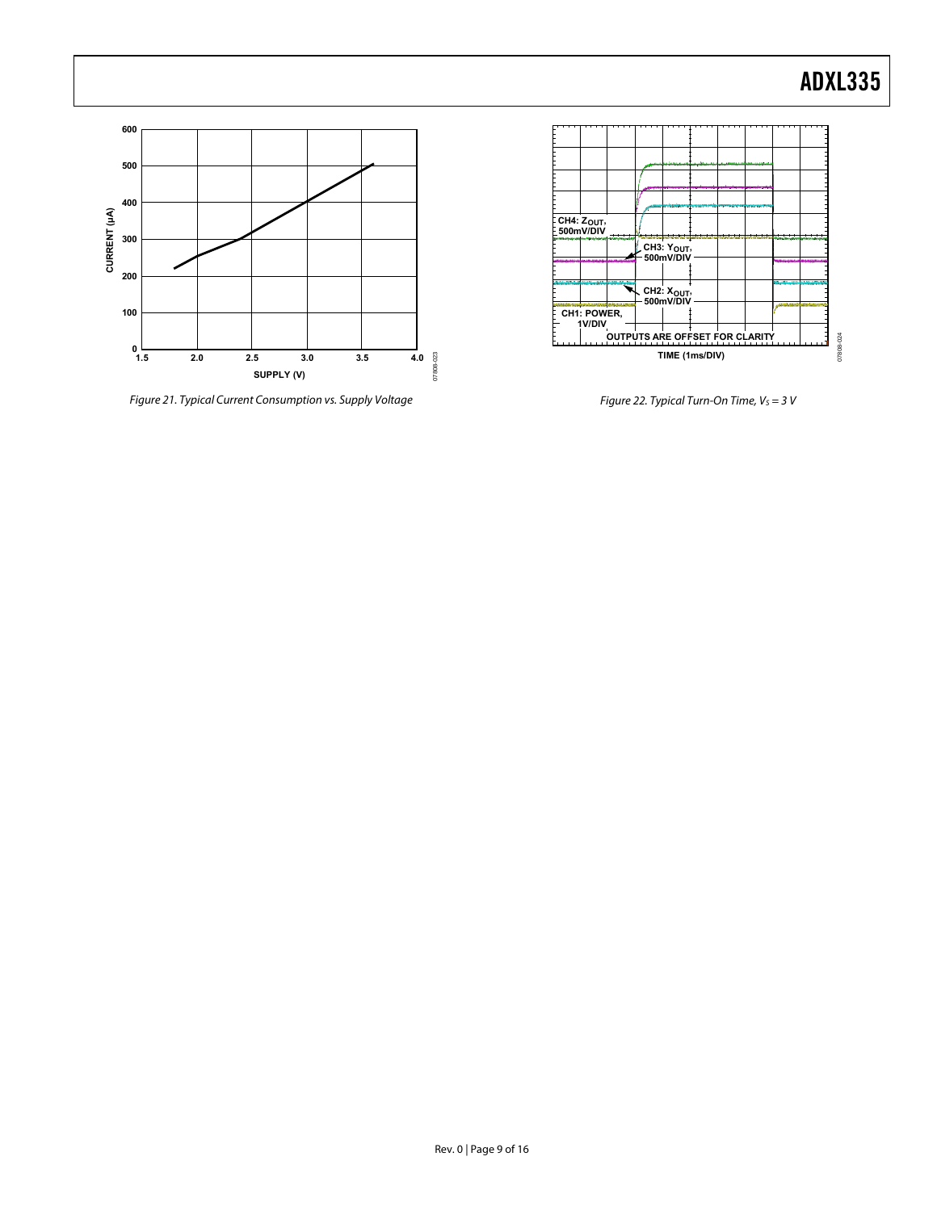Figure 21. Typical Current Consumption vs. Supply Voltage

Figure 22. Typical Turn-On Time, $V_S = 3$ V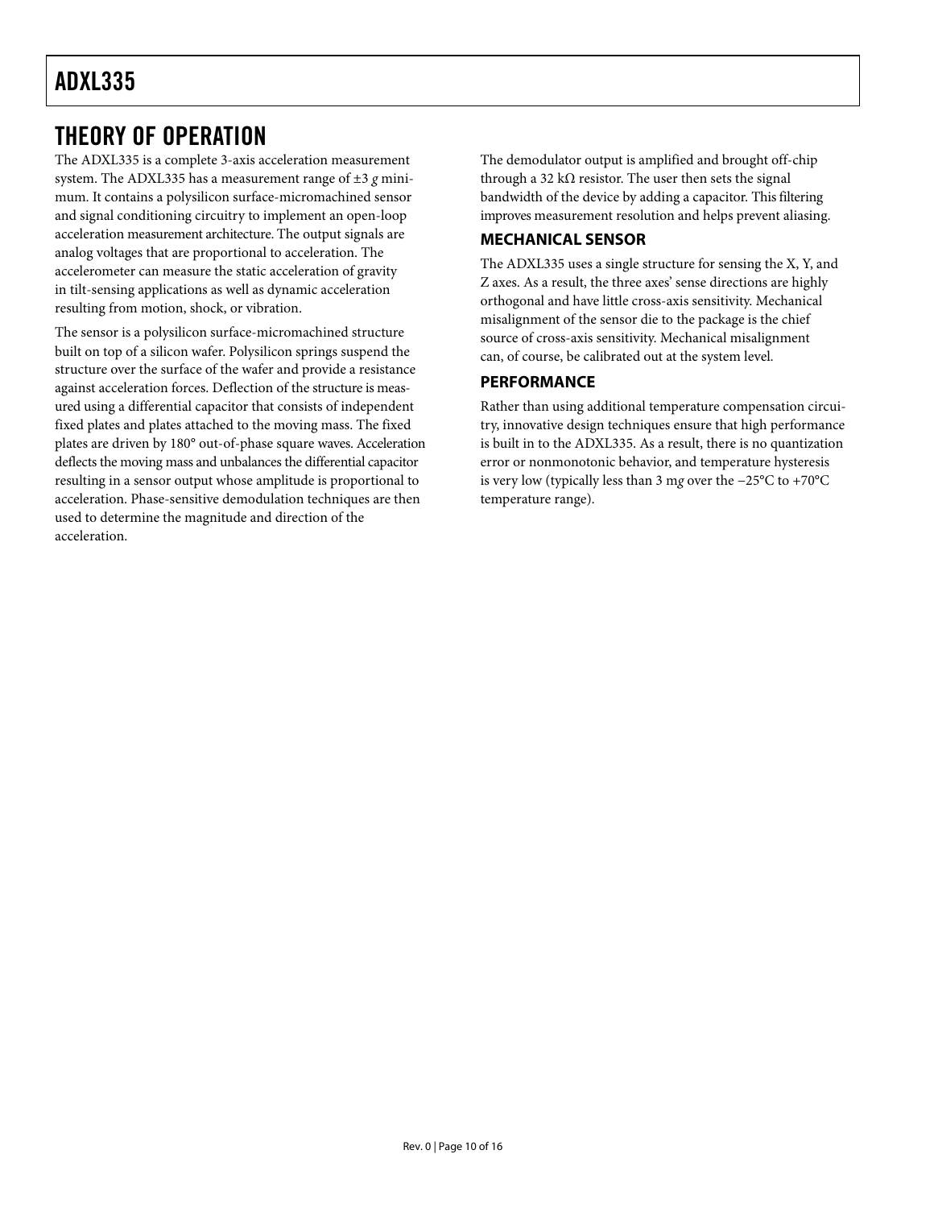# THEORY OF OPERATION

The ADXL335 is a complete 3-axis acceleration measurement system. The ADXL335 has a measurement range of ±3 *g* minimum. It contains a polysilicon surface-micromachined sensor and signal conditioning circuitry to implement an open-loop acceleration measurement architecture. The output signals are analog voltages that are proportional to acceleration. The accelerometer can measure the static acceleration of gravity in tilt-sensing applications as well as dynamic acceleration resulting from motion, shock, or vibration.

The sensor is a polysilicon surface-micromachined structure built on top of a silicon wafer. Polysilicon springs suspend the structure over the surface of the wafer and provide a resistance against acceleration forces. Deflection of the structure is measured using a differential capacitor that consists of independent fixed plates and plates attached to the moving mass. The fixed plates are driven by 180° out-of-phase square waves. Acceleration deflects the moving mass and unbalances the differential capacitor resulting in a sensor output whose amplitude is proportional to acceleration. Phase-sensitive demodulation techniques are then used to determine the magnitude and direction of the acceleration.

The demodulator output is amplified and brought off-chip through a 32 kΩ resistor. The user then sets the signal bandwidth of the device by adding a capacitor. This filtering improves measurement resolution and helps prevent aliasing.

## MECHANICAL SENSOR

The ADXL335 uses a single structure for sensing the X, Y, and Z axes. As a result, the three axes' sense directions are highly orthogonal and have little cross-axis sensitivity. Mechanical misalignment of the sensor die to the package is the chief source of cross-axis sensitivity. Mechanical misalignment can, of course, be calibrated out at the system level.

## PERFORMANCE

Rather than using additional temperature compensation circuitry, innovative design techniques ensure that high performance is built in to the ADXL335. As a result, there is no quantization error or nonmonotonic behavior, and temperature hysteresis is very low (typically less than 3 m*g* over the −25°C to +70°C temperature range).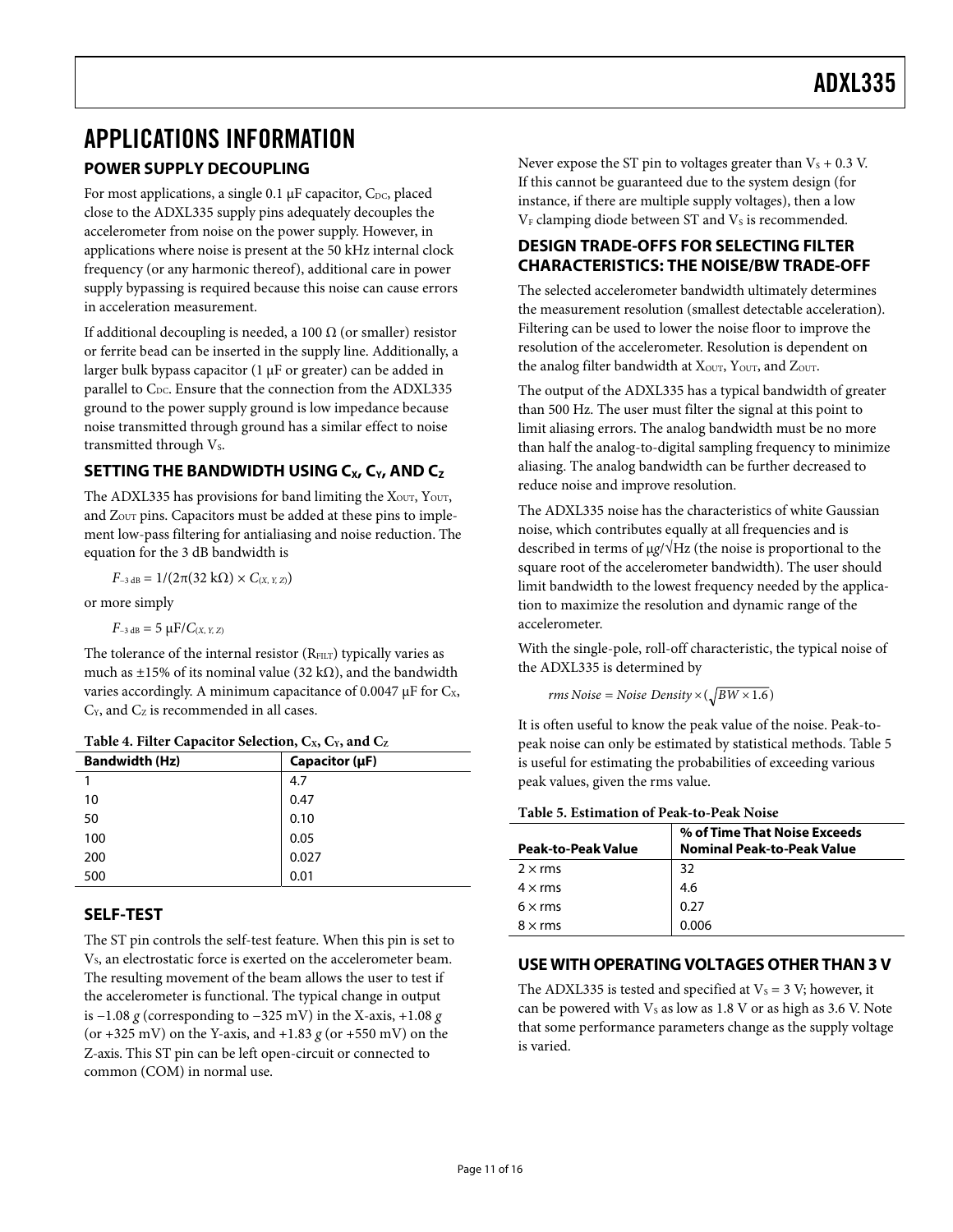# APPLICATIONS INFORMATION

## POWER SUPPLY DECOUPLING

For most applications, a single 0.1 µF capacitor, $C_{DC}$, placed close to the ADXL335 supply pins adequately decouples the accelerometer from noise on the power supply. However, in applications where noise is present at the 50 kHz internal clock frequency (or any harmonic thereof), additional care in power supply bypassing is required because this noise can cause errors in acceleration measurement.

If additional decoupling is needed, a 100 Ω (or smaller) resistor or ferrite bead can be inserted in the supply line. Additionally, a larger bulk bypass capacitor (1 µF or greater) can be added in parallel to $C_{DC}$. Ensure that the connection from the ADXL335 ground to the power supply ground is low impedance because noise transmitted through ground has a similar effect to noise transmitted through $V_S$.

## SETTING THE BANDWIDTH USING $C_X$, $C_Y$, AND $C_Z$

The ADXL335 has provisions for band limiting the $X_{OUT}$, $Y_{OUT}$, and $Z_{OUT}$ pins. Capacitors must be added at these pins to implement low-pass filtering for antialiasing and noise reduction. The equation for the 3 dB bandwidth is

$$F_{-3\,dB} = 1/(2\pi(32\ k\Omega) \times C_{(X,\,Y,\,Z)})$$

or more simply

$$F_{-3\,dB} = 5\ \mu F/C_{(X,\,Y,\,Z)}$$

The tolerance of the internal resistor ($R_{FILT}$) typically varies as much as ±15% of its nominal value (32 kΩ), and the bandwidth varies accordingly. A minimum capacitance of 0.0047 µF for $C_X$, $C_Y$, and $C_Z$ is recommended in all cases.

**Table 4. Filter Capacitor Selection, $C_X$, $C_Y$, and $C_Z$**

| Bandwidth (Hz) | Capacitor (µF) |
|---|---|
| 1 | 4.7 |
| 10 | 0.47 |
| 50 | 0.10 |
| 100 | 0.05 |
| 200 | 0.027 |
| 500 | 0.01 |

## SELF-TEST

The ST pin controls the self-test feature. When this pin is set to $V_S$, an electrostatic force is exerted on the accelerometer beam. The resulting movement of the beam allows the user to test if the accelerometer is functional. The typical change in output is −1.08 *g* (corresponding to −325 mV) in the X-axis, +1.08 *g* (or +325 mV) on the Y-axis, and +1.83 *g* (or +550 mV) on the Z-axis. This ST pin can be left open-circuit or connected to common (COM) in normal use.

Never expose the ST pin to voltages greater than $V_S$ + 0.3 V. If this cannot be guaranteed due to the system design (for instance, if there are multiple supply voltages), then a low $V_F$ clamping diode between ST and $V_S$ is recommended.

## DESIGN TRADE-OFFS FOR SELECTING FILTER CHARACTERISTICS: THE NOISE/BW TRADE-OFF

The selected accelerometer bandwidth ultimately determines the measurement resolution (smallest detectable acceleration). Filtering can be used to lower the noise floor to improve the resolution of the accelerometer. Resolution is dependent on the analog filter bandwidth at $X_{OUT}$, $Y_{OUT}$, and $Z_{OUT}$.

The output of the ADXL335 has a typical bandwidth of greater than 500 Hz. The user must filter the signal at this point to limit aliasing errors. The analog bandwidth must be no more than half the analog-to-digital sampling frequency to minimize aliasing. The analog bandwidth can be further decreased to reduce noise and improve resolution.

The ADXL335 noise has the characteristics of white Gaussian noise, which contributes equally at all frequencies and is described in terms of µ*g*/√Hz (the noise is proportional to the square root of the accelerometer bandwidth). The user should limit bandwidth to the lowest frequency needed by the application to maximize the resolution and dynamic range of the accelerometer.

With the single-pole, roll-off characteristic, the typical noise of the ADXL335 is determined by

$$rms\ Noise = Noise\ Density \times (\sqrt{BW \times 1.6})$$

It is often useful to know the peak value of the noise. Peak-to-peak noise can only be estimated by statistical methods. Table 5 is useful for estimating the probabilities of exceeding various peak values, given the rms value.

**Table 5. Estimation of Peak-to-Peak Noise**

| Peak-to-Peak Value | % of Time That Noise Exceeds Nominal Peak-to-Peak Value |
|---|---|
| 2 × rms | 32 |
| 4 × rms | 4.6 |
| 6 × rms | 0.27 |
| 8 × rms | 0.006 |

## USE WITH OPERATING VOLTAGES OTHER THAN 3 V

The ADXL335 is tested and specified at $V_S$ = 3 V; however, it can be powered with $V_S$ as low as 1.8 V or as high as 3.6 V. Note that some performance parameters change as the supply voltage is varied.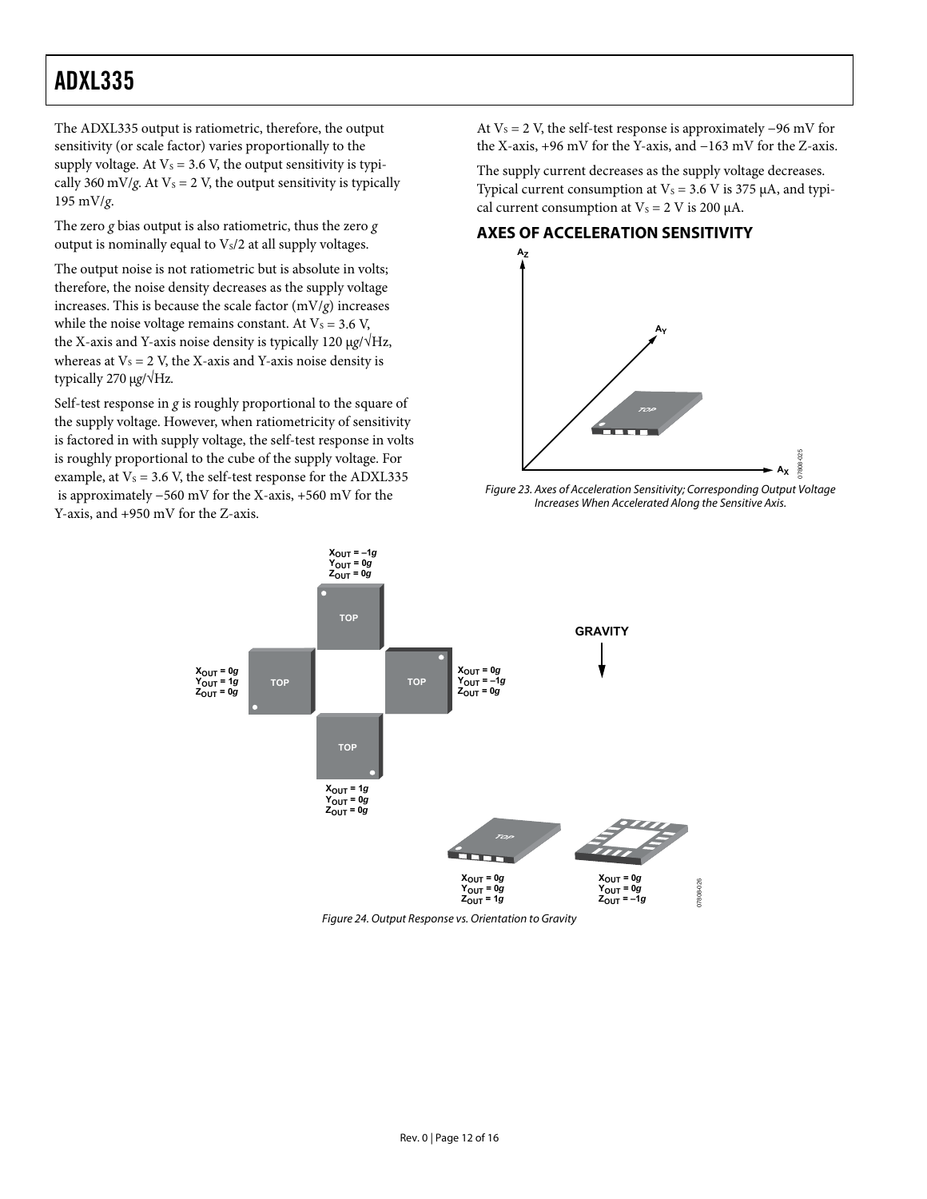The ADXL335 output is ratiometric, therefore, the output sensitivity (or scale factor) varies proportionally to the supply voltage. At $V_S$ = 3.6 V, the output sensitivity is typically 360 mV/*g*. At $V_S$ = 2 V, the output sensitivity is typically 195 mV/*g*.

The zero *g* bias output is also ratiometric, thus the zero *g* output is nominally equal to $V_S/2$ at all supply voltages.

The output noise is not ratiometric but is absolute in volts; therefore, the noise density decreases as the supply voltage increases. This is because the scale factor (mV/*g*) increases while the noise voltage remains constant. At $V_S$ = 3.6 V, the X-axis and Y-axis noise density is typically 120 μ*g*/√Hz, whereas at $V_S$ = 2 V, the X-axis and Y-axis noise density is typically 270 μ*g*/√Hz.

Self-test response in *g* is roughly proportional to the square of the supply voltage. However, when ratiometricity of sensitivity is factored in with supply voltage, the self-test response in volts is roughly proportional to the cube of the supply voltage. For example, at $V_S$ = 3.6 V, the self-test response for the ADXL335 is approximately −560 mV for the X-axis, +560 mV for the Y-axis, and +950 mV for the Z-axis.

At $V_S$ = 2 V, the self-test response is approximately −96 mV for the X-axis, +96 mV for the Y-axis, and −163 mV for the Z-axis.

The supply current decreases as the supply voltage decreases. Typical current consumption at $V_S$ = 3.6 V is 375 μA, and typical current consumption at $V_S$ = 2 V is 200 μA.

## AXES OF ACCELERATION SENSITIVITY

*Figure 23. Axes of Acceleration Sensitivity; Corresponding Output Voltage Increases When Accelerated Along the Sensitive Axis.*

*Figure 24. Output Response vs. Orientation to Gravity*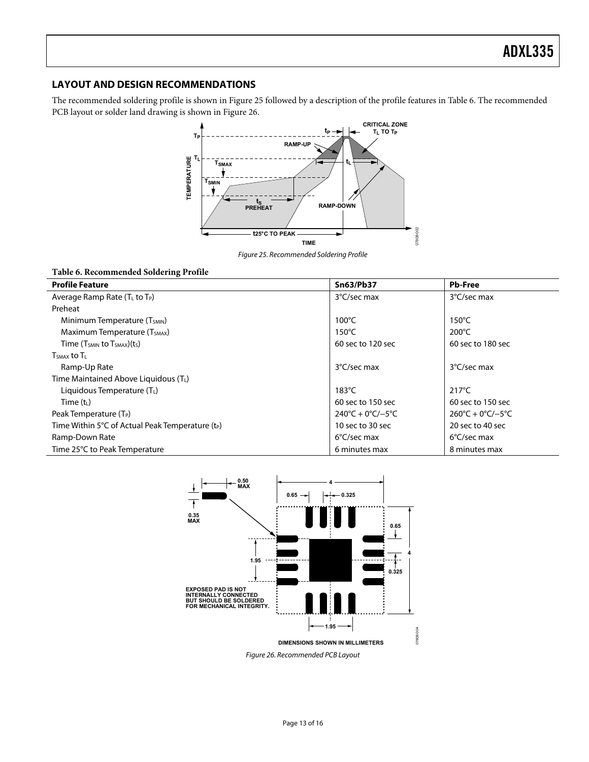## LAYOUT AND DESIGN RECOMMENDATIONS

The recommended soldering profile is shown in Figure 25 followed by a description of the profile features in Table 6. The recommended PCB layout or solder land drawing is shown in Figure 26.

*Figure 25. Recommended Soldering Profile*

**Table 6. Recommended Soldering Profile**

| Profile Feature | Sn63/Pb37 | Pb-Free |
|---|---|---|
| Average Ramp Rate ($T_L$ to $T_P$) | 3°C/sec max | 3°C/sec max |
| Preheat | | |
| Minimum Temperature ($T_{SMIN}$) | 100°C | 150°C |
| Maximum Temperature ($T_{SMAX}$) | 150°C | 200°C |
| Time ($T_{SMIN}$ to $T_{SMAX}$)($t_S$) | 60 sec to 120 sec | 60 sec to 180 sec |
| $T_{SMAX}$ to $T_L$ | | |
| Ramp-Up Rate | 3°C/sec max | 3°C/sec max |
| Time Maintained Above Liquidous ($T_L$) | | |
| Liquidous Temperature ($T_L$) | 183°C | 217°C |
| Time ($t_L$) | 60 sec to 150 sec | 60 sec to 150 sec |
| Peak Temperature ($T_P$) | 240°C + 0°C/−5°C | 260°C + 0°C/−5°C |
| Time Within 5°C of Actual Peak Temperature ($t_P$) | 10 sec to 30 sec | 20 sec to 40 sec |
| Ramp-Down Rate | 6°C/sec max | 6°C/sec max |
| Time 25°C to Peak Temperature | 6 minutes max | 8 minutes max |

EXPOSED PAD IS NOT INTERNALLY CONNECTED BUT SHOULD BE SOLDERED FOR MECHANICAL INTEGRITY.

DIMENSIONS SHOWN IN MILLIMETERS

*Figure 26. Recommended PCB Layout*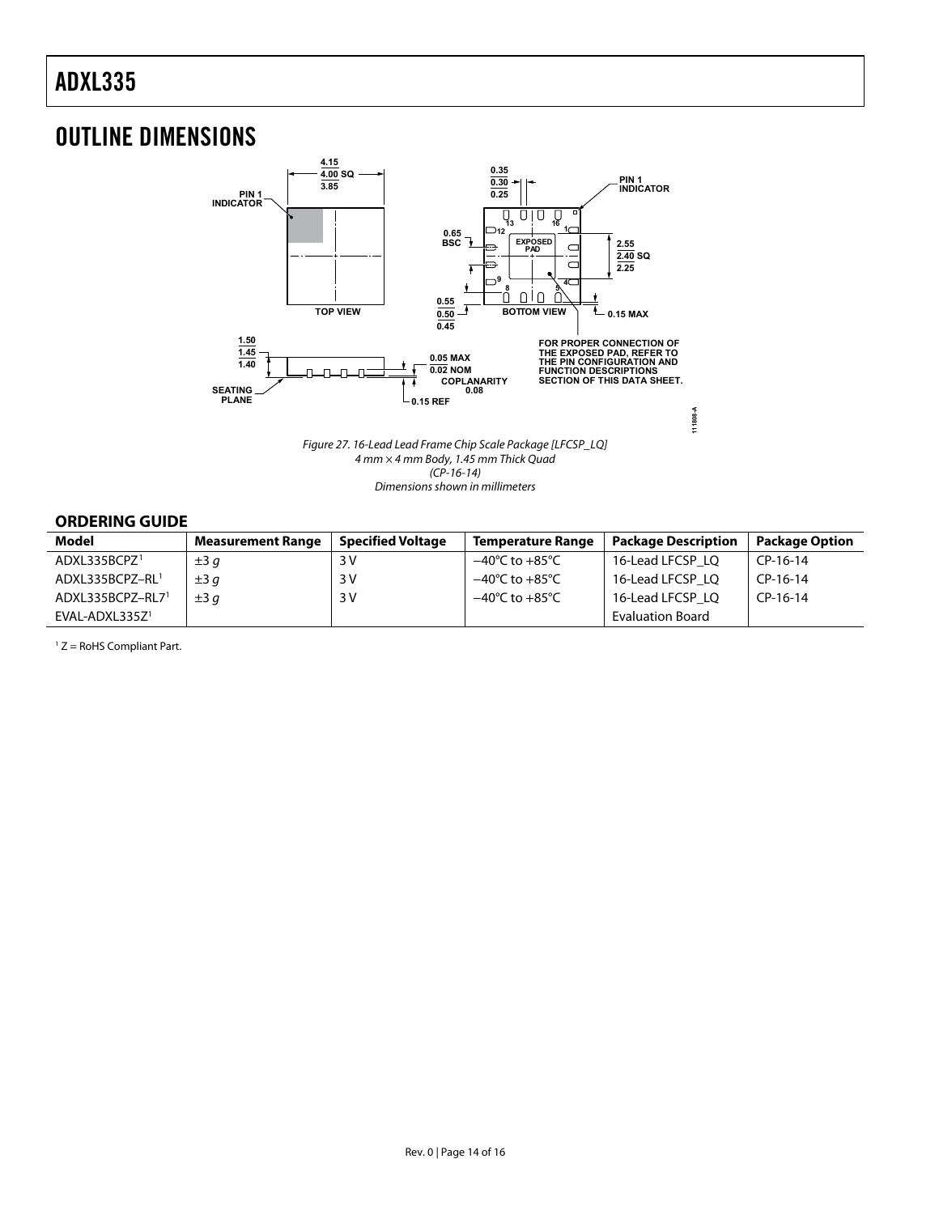## OUTLINE DIMENSIONS

Figure 27. 16-Lead Lead Frame Chip Scale Package [LFCSP_LQ]
4 mm × 4 mm Body, 1.45 mm Thick Quad
(CP-16-14)
Dimensions shown in millimeters

### ORDERING GUIDE

| Model | Measurement Range | Specified Voltage | Temperature Range | Package Description | Package Option |
|---|---|---|---|---|---|
| ADXL335BCPZ[1] | ±3 *g* | 3 V | −40°C to +85°C | 16-Lead LFCSP_LQ | CP-16-14 |
| ADXL335BCPZ–RL[1] | ±3 *g* | 3 V | −40°C to +85°C | 16-Lead LFCSP_LQ | CP-16-14 |
| ADXL335BCPZ–RL7[1] | ±3 *g* | 3 V | −40°C to +85°C | 16-Lead LFCSP_LQ | CP-16-14 |
| EVAL-ADXL335Z[1] | | | | Evaluation Board | |

[1] Z = RoHS Compliant Part.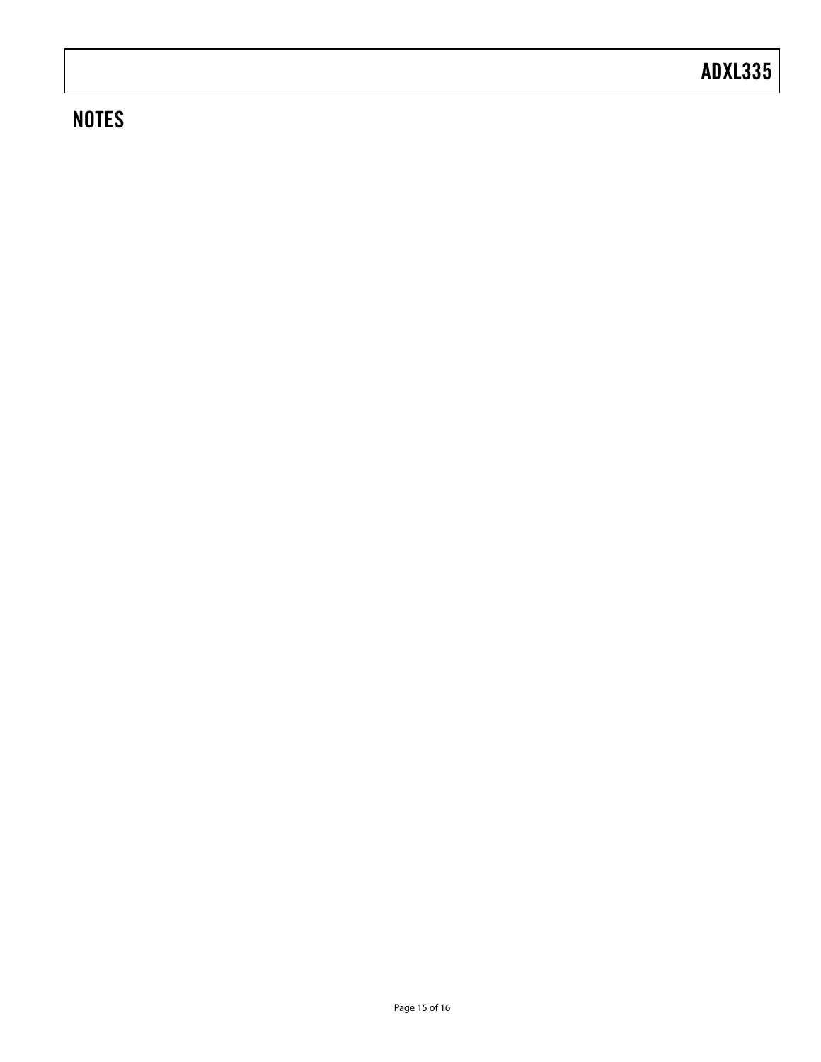## NOTES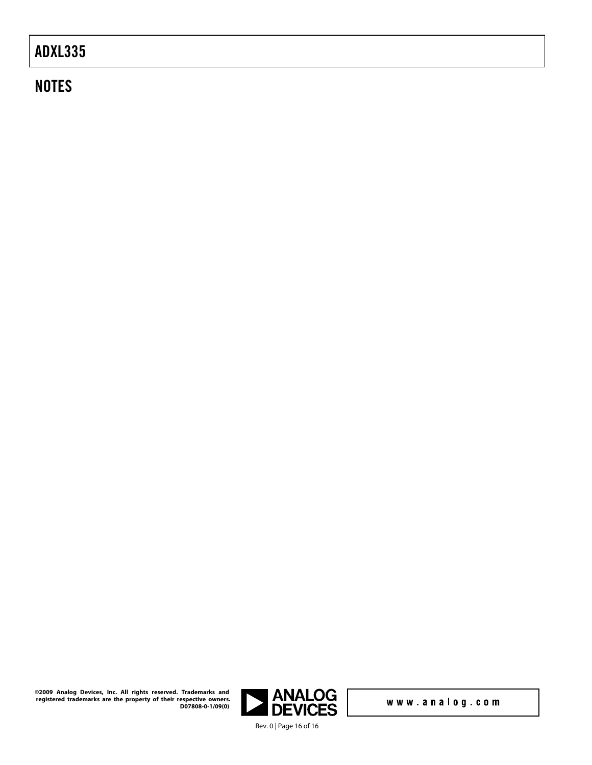## NOTES

©2009 Analog Devices, Inc. All rights reserved. Trademarks and registered trademarks are the property of their respective owners. D07808-0-1/09(0)

www.analog.com